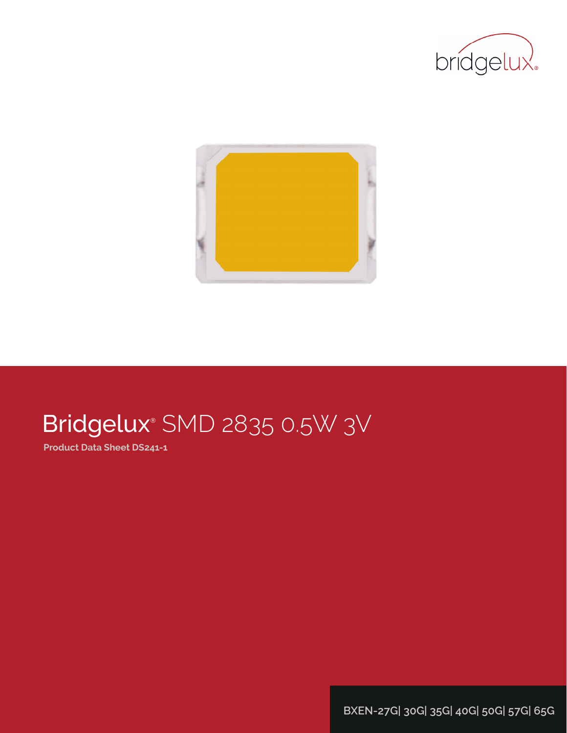# Bridgelux® SMD 2835 0.5W 3V

**Product Data Sheet DS241-1**

BXEN-27G| 30G| 35G| 40G| 50G| 57G| 65G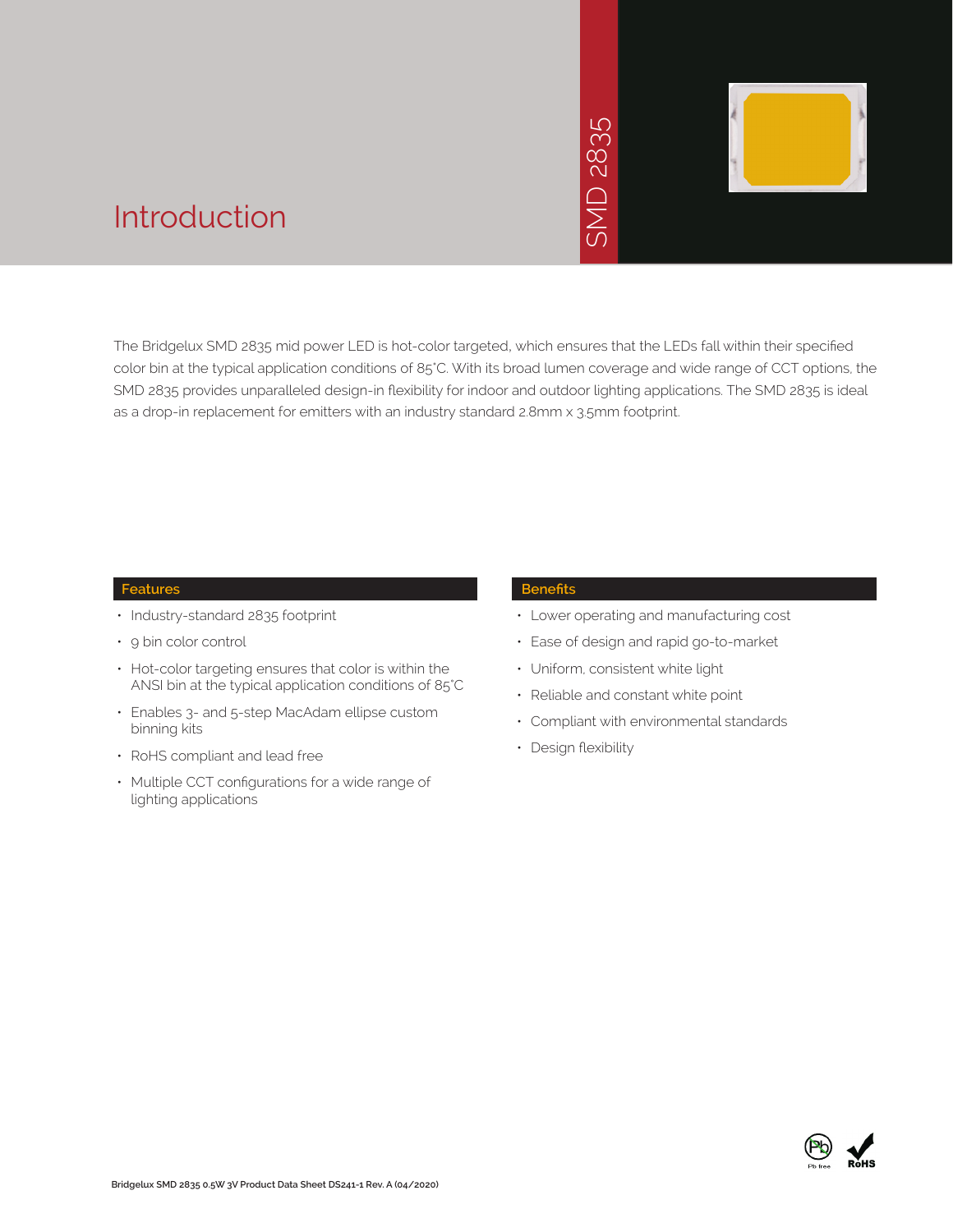# Introduction

SMD 2835

The Bridgelux SMD 2835 mid power LED is hot-color targeted, which ensures that the LEDs fall within their specified color bin at the typical application conditions of 85°C. With its broad lumen coverage and wide range of CCT options, the SMD 2835 provides unparalleled design-in flexibility for indoor and outdoor lighting applications. The SMD 2835 is ideal as a drop-in replacement for emitters with an industry standard 2.8mm x 3.5mm footprint.

## Features

- Industry-standard 2835 footprint
- 9 bin color control
- Hot-color targeting ensures that color is within the ANSI bin at the typical application conditions of 85°C
- Enables 3- and 5-step MacAdam ellipse custom binning kits
- RoHS compliant and lead free
- Multiple CCT configurations for a wide range of lighting applications

## Benefits

- Lower operating and manufacturing cost
- Ease of design and rapid go-to-market
- Uniform, consistent white light
- Reliable and constant white point
- Compliant with environmental standards
- Design flexibility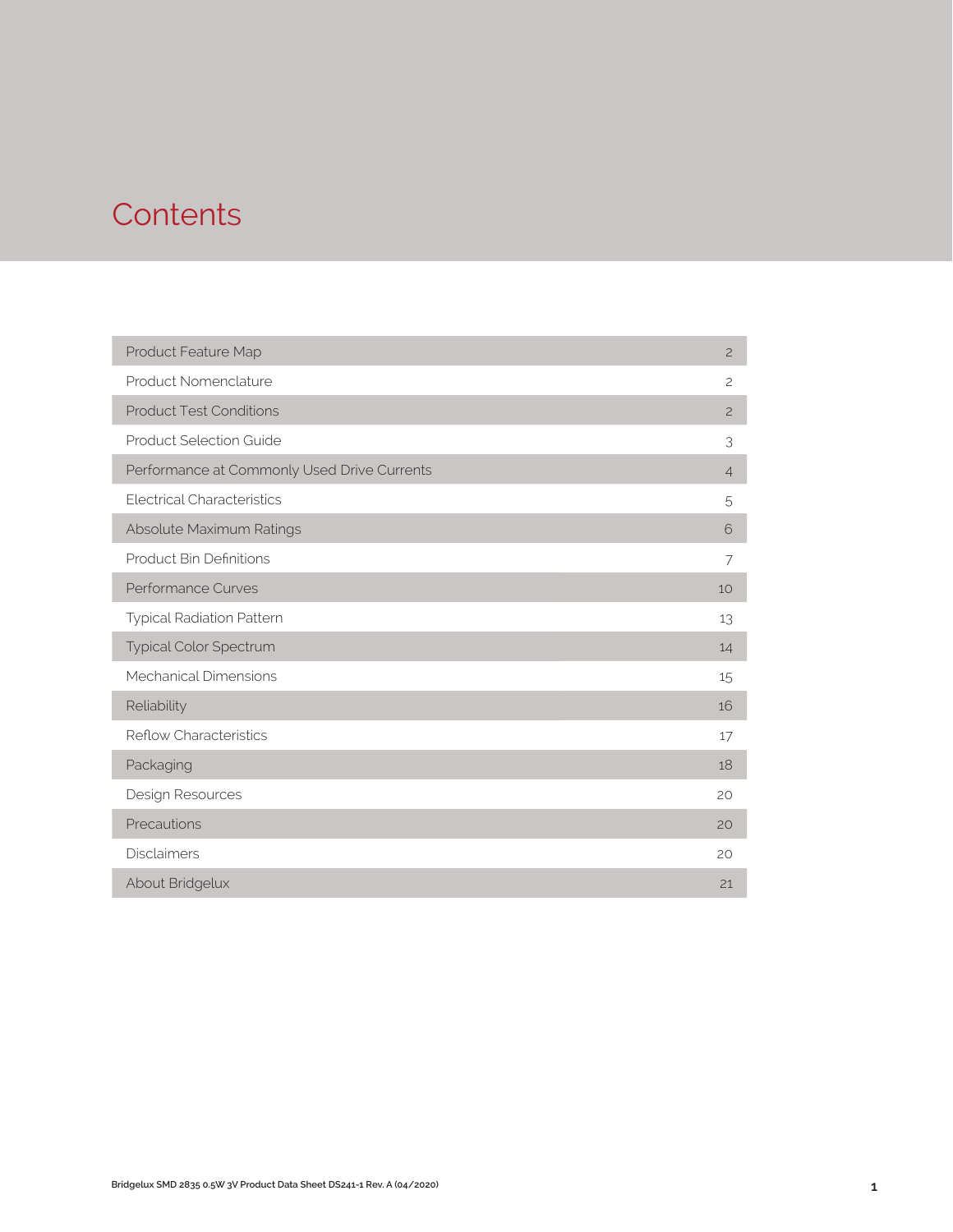# Contents

| | |
|---|---|
| Product Feature Map | 2 |
| Product Nomenclature | 2 |
| Product Test Conditions | 2 |
| Product Selection Guide | 3 |
| Performance at Commonly Used Drive Currents | 4 |
| Electrical Characteristics | 5 |
| Absolute Maximum Ratings | 6 |
| Product Bin Definitions | 7 |
| Performance Curves | 10 |
| Typical Radiation Pattern | 13 |
| Typical Color Spectrum | 14 |
| Mechanical Dimensions | 15 |
| Reliability | 16 |
| Reflow Characteristics | 17 |
| Packaging | 18 |
| Design Resources | 20 |
| Precautions | 20 |
| Disclaimers | 20 |
| About Bridgelux | 21 |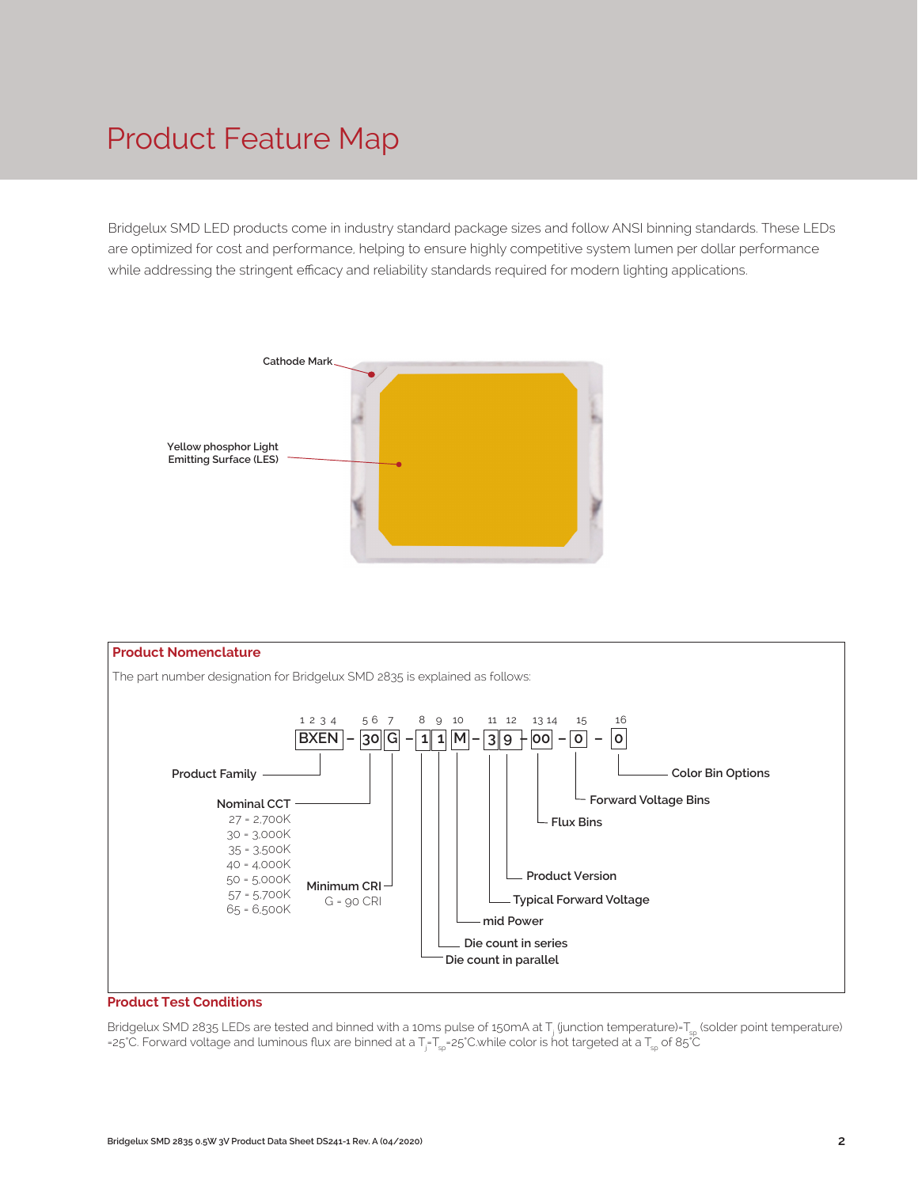# Product Feature Map

Bridgelux SMD LED products come in industry standard package sizes and follow ANSI binning standards. These LEDs are optimized for cost and performance, helping to ensure highly competitive system lumen per dollar performance while addressing the stringent efficacy and reliability standards required for modern lighting applications.

Cathode Mark

Yellow phosphor Light Emitting Surface (LES)

## Product Nomenclature

The part number designation for Bridgelux SMD 2835 is explained as follows:

BXEN – 30G – 11M – 39 – 00 – 0 – 0

| Digits | Code | Description |
|---|---|---|
| 1 2 3 4 | BXEN | Product Family |
| 5 6 | 30 | Nominal CCT: 27 = 2,700K; 30 = 3,000K; 35 = 3,500K; 40 = 4,000K; 50 = 5,000K; 57 = 5,700K; 65 = 6,500K |
| 7 | G | Minimum CRI: G = 90 CRI |
| 8 | 1 | Die count in parallel |
| 9 | 1 | Die count in series |
| 10 | M | mid Power |
| 11 | 3 | Typical Forward Voltage |
| 12 | 9 | Product Version |
| 13 14 | 00 | Flux Bins |
| 15 | 0 | Forward Voltage Bins |
| 16 | 0 | Color Bin Options |

## Product Test Conditions

Bridgelux SMD 2835 LEDs are tested and binned with a 10ms pulse of 150mA at $T_j$ (junction temperature)=$T_{sp}$ (solder point temperature) =25°C. Forward voltage and luminous flux are binned at a $T_j$=$T_{sp}$=25°C.while color is hot targeted at a $T_{sp}$ of 85°C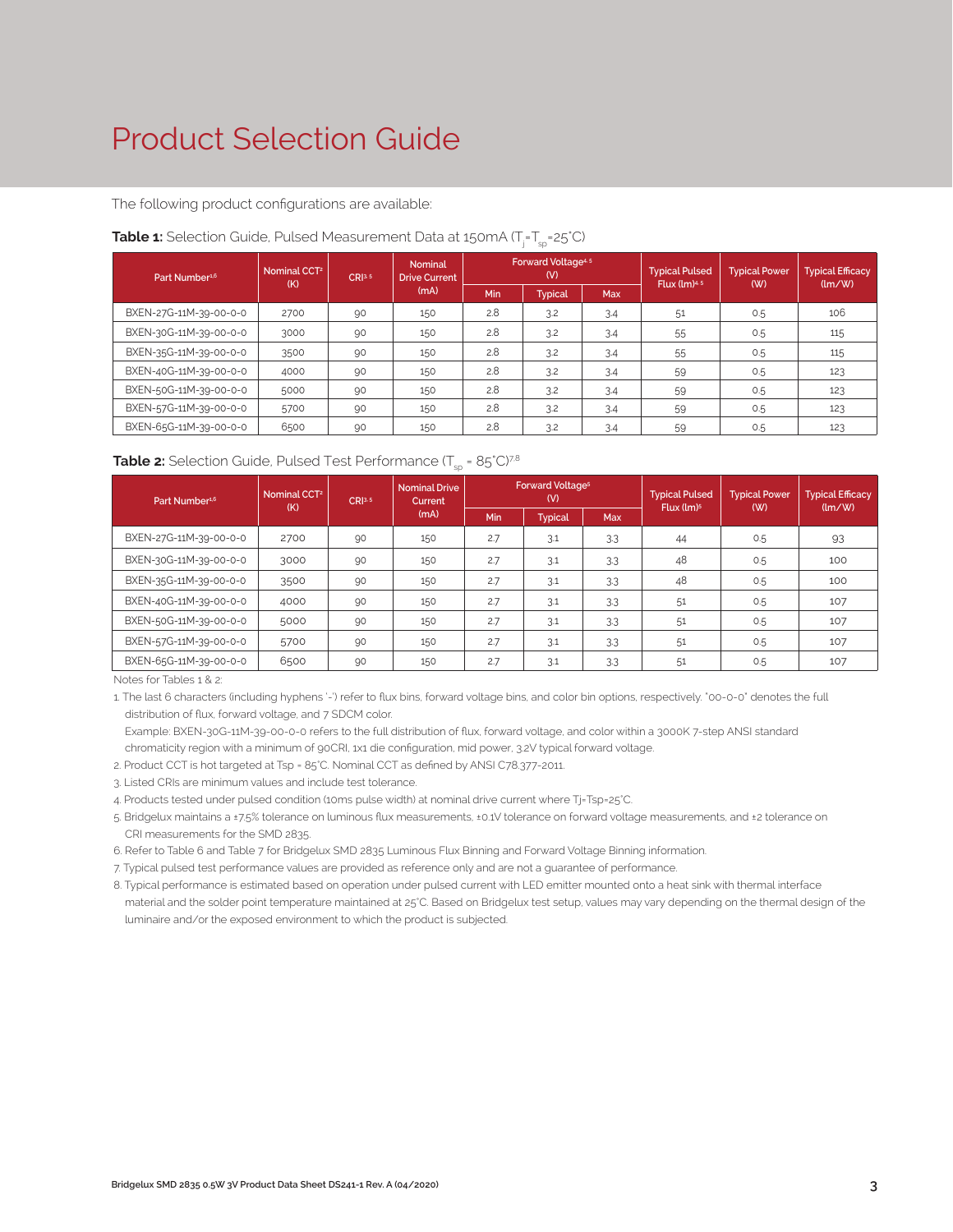# Product Selection Guide

The following product configurations are available:

**Table 1:** Selection Guide, Pulsed Measurement Data at 150mA ($T_j$=$T_{sp}$=25°C)

| Part Number[1,6] | Nominal CCT[2] (K) | CRI[3,5] | Nominal Drive Current (mA) | Forward Voltage[4,5] (V) | | | Typical Pulsed Flux (lm)[4,5] | Typical Power (W) | Typical Efficacy (lm/W) |
|---|---|---|---|---|---|---|---|---|---|
| | | | | Min | Typical | Max | | | |
| BXEN-27G-11M-39-00-0-0 | 2700 | 90 | 150 | 2.8 | 3.2 | 3.4 | 51 | 0.5 | 106 |
| BXEN-30G-11M-39-00-0-0 | 3000 | 90 | 150 | 2.8 | 3.2 | 3.4 | 55 | 0.5 | 115 |
| BXEN-35G-11M-39-00-0-0 | 3500 | 90 | 150 | 2.8 | 3.2 | 3.4 | 55 | 0.5 | 115 |
| BXEN-40G-11M-39-00-0-0 | 4000 | 90 | 150 | 2.8 | 3.2 | 3.4 | 59 | 0.5 | 123 |
| BXEN-50G-11M-39-00-0-0 | 5000 | 90 | 150 | 2.8 | 3.2 | 3.4 | 59 | 0.5 | 123 |
| BXEN-57G-11M-39-00-0-0 | 5700 | 90 | 150 | 2.8 | 3.2 | 3.4 | 59 | 0.5 | 123 |
| BXEN-65G-11M-39-00-0-0 | 6500 | 90 | 150 | 2.8 | 3.2 | 3.4 | 59 | 0.5 | 123 |

**Table 2:** Selection Guide, Pulsed Test Performance ($T_{sp}$ = 85°C)[7,8]

| Part Number[1,6] | Nominal CCT[2] (K) | CRI[3,5] | Nominal Drive Current (mA) | Forward Voltage[5] (V) | | | Typical Pulsed Flux (lm)[5] | Typical Power (W) | Typical Efficacy (lm/W) |
|---|---|---|---|---|---|---|---|---|---|
| | | | | Min | Typical | Max | | | |
| BXEN-27G-11M-39-00-0-0 | 2700 | 90 | 150 | 2.7 | 3.1 | 3.3 | 44 | 0.5 | 93 |
| BXEN-30G-11M-39-00-0-0 | 3000 | 90 | 150 | 2.7 | 3.1 | 3.3 | 48 | 0.5 | 100 |
| BXEN-35G-11M-39-00-0-0 | 3500 | 90 | 150 | 2.7 | 3.1 | 3.3 | 48 | 0.5 | 100 |
| BXEN-40G-11M-39-00-0-0 | 4000 | 90 | 150 | 2.7 | 3.1 | 3.3 | 51 | 0.5 | 107 |
| BXEN-50G-11M-39-00-0-0 | 5000 | 90 | 150 | 2.7 | 3.1 | 3.3 | 51 | 0.5 | 107 |
| BXEN-57G-11M-39-00-0-0 | 5700 | 90 | 150 | 2.7 | 3.1 | 3.3 | 51 | 0.5 | 107 |
| BXEN-65G-11M-39-00-0-0 | 6500 | 90 | 150 | 2.7 | 3.1 | 3.3 | 51 | 0.5 | 107 |

Notes for Tables 1 & 2:

1. The last 6 characters (including hyphens '-') refer to flux bins, forward voltage bins, and color bin options, respectively. "00-0-0" denotes the full distribution of flux, forward voltage, and 7 SDCM color.
   Example: BXEN-30G-11M-39-00-0-0 refers to the full distribution of flux, forward voltage, and color within a 3000K 7-step ANSI standard chromaticity region with a minimum of 90CRI, 1x1 die configuration, mid power, 3.2V typical forward voltage.
2. Product CCT is hot targeted at Tsp = 85°C. Nominal CCT as defined by ANSI C78.377-2011.
3. Listed CRIs are minimum values and include test tolerance.
4. Products tested under pulsed condition (10ms pulse width) at nominal drive current where Tj=Tsp=25°C.
5. Bridgelux maintains a ±7.5% tolerance on luminous flux measurements, ±0.1V tolerance on forward voltage measurements, and ±2 tolerance on CRI measurements for the SMD 2835.
6. Refer to Table 6 and Table 7 for Bridgelux SMD 2835 Luminous Flux Binning and Forward Voltage Binning information.
7. Typical pulsed test performance values are provided as reference only and are not a guarantee of performance.
8. Typical performance is estimated based on operation under pulsed current with LED emitter mounted onto a heat sink with thermal interface material and the solder point temperature maintained at 25°C. Based on Bridgelux test setup, values may vary depending on the thermal design of the luminaire and/or the exposed environment to which the product is subjected.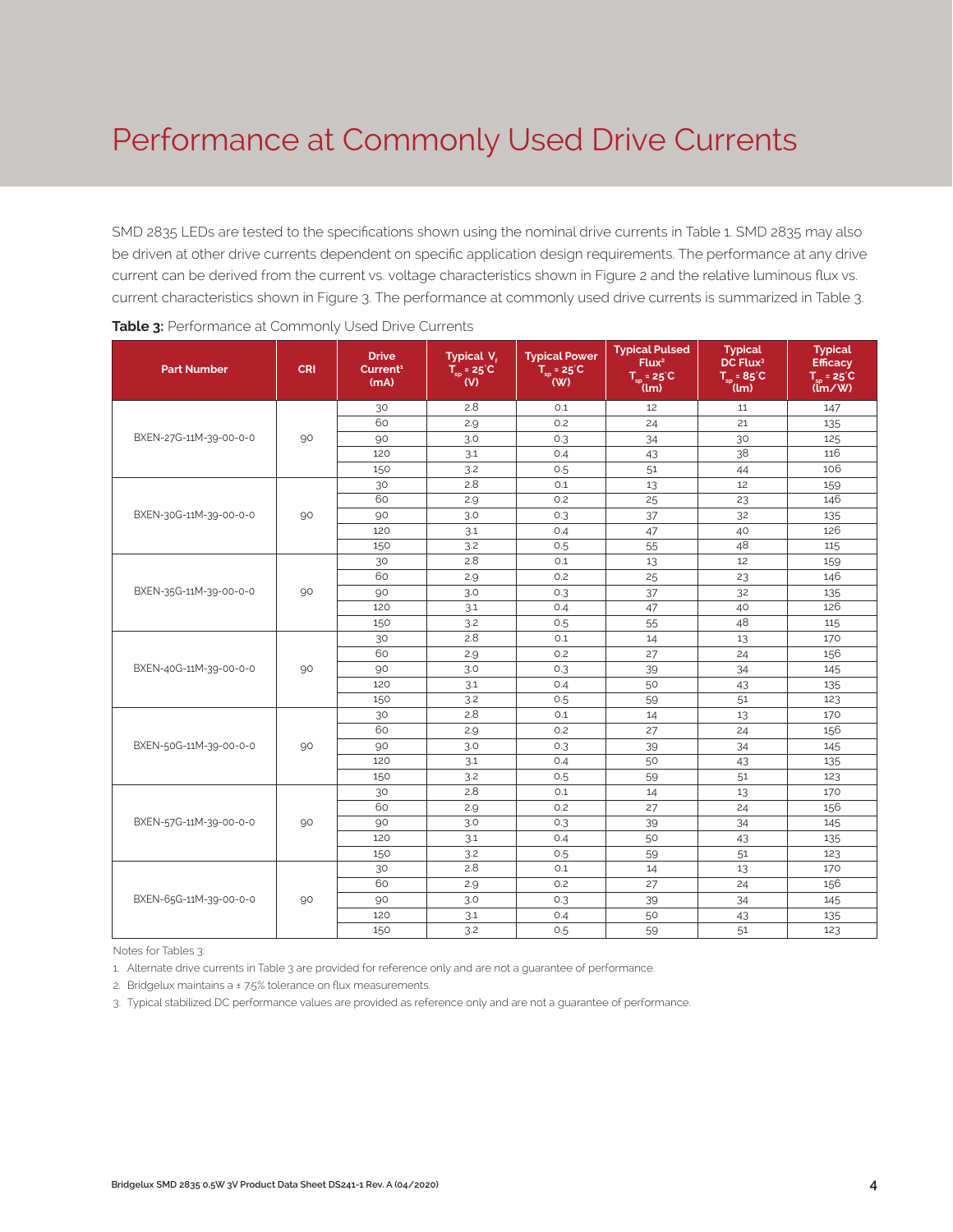# Performance at Commonly Used Drive Currents

SMD 2835 LEDs are tested to the specifications shown using the nominal drive currents in Table 1. SMD 2835 may also be driven at other drive currents dependent on specific application design requirements. The performance at any drive current can be derived from the current vs. voltage characteristics shown in Figure 2 and the relative luminous flux vs. current characteristics shown in Figure 3. The performance at commonly used drive currents is summarized in Table 3.

**Table 3:** Performance at Commonly Used Drive Currents

| Part Number | CRI | Drive Current[1] (mA) | Typical $V_f$ $T_{sp}$ = 25°C (V) | Typical Power $T_{sp}$ = 25°C (W) | Typical Pulsed Flux[2] $T_{sp}$ = 25°C (lm) | Typical DC Flux[3] $T_{sp}$ = 85°C (lm) | Typical Efficacy $T_{sp}$ = 25°C (lm/W) |
|---|---|---|---|---|---|---|---|
| BXEN-27G-11M-39-00-0-0 | 90 | 30 | 2.8 | 0.1 | 12 | 11 | 147 |
| | | 60 | 2.9 | 0.2 | 24 | 21 | 135 |
| | | 90 | 3.0 | 0.3 | 34 | 30 | 125 |
| | | 120 | 3.1 | 0.4 | 43 | 38 | 116 |
| | | 150 | 3.2 | 0.5 | 51 | 44 | 106 |
| BXEN-30G-11M-39-00-0-0 | 90 | 30 | 2.8 | 0.1 | 13 | 12 | 159 |
| | | 60 | 2.9 | 0.2 | 25 | 23 | 146 |
| | | 90 | 3.0 | 0.3 | 37 | 32 | 135 |
| | | 120 | 3.1 | 0.4 | 47 | 40 | 126 |
| | | 150 | 3.2 | 0.5 | 55 | 48 | 115 |
| BXEN-35G-11M-39-00-0-0 | 90 | 30 | 2.8 | 0.1 | 13 | 12 | 159 |
| | | 60 | 2.9 | 0.2 | 25 | 23 | 146 |
| | | 90 | 3.0 | 0.3 | 37 | 32 | 135 |
| | | 120 | 3.1 | 0.4 | 47 | 40 | 126 |
| | | 150 | 3.2 | 0.5 | 55 | 48 | 115 |
| BXEN-40G-11M-39-00-0-0 | 90 | 30 | 2.8 | 0.1 | 14 | 13 | 170 |
| | | 60 | 2.9 | 0.2 | 27 | 24 | 156 |
| | | 90 | 3.0 | 0.3 | 39 | 34 | 145 |
| | | 120 | 3.1 | 0.4 | 50 | 43 | 135 |
| | | 150 | 3.2 | 0.5 | 59 | 51 | 123 |
| BXEN-50G-11M-39-00-0-0 | 90 | 30 | 2.8 | 0.1 | 14 | 13 | 170 |
| | | 60 | 2.9 | 0.2 | 27 | 24 | 156 |
| | | 90 | 3.0 | 0.3 | 39 | 34 | 145 |
| | | 120 | 3.1 | 0.4 | 50 | 43 | 135 |
| | | 150 | 3.2 | 0.5 | 59 | 51 | 123 |
| BXEN-57G-11M-39-00-0-0 | 90 | 30 | 2.8 | 0.1 | 14 | 13 | 170 |
| | | 60 | 2.9 | 0.2 | 27 | 24 | 156 |
| | | 90 | 3.0 | 0.3 | 39 | 34 | 145 |
| | | 120 | 3.1 | 0.4 | 50 | 43 | 135 |
| | | 150 | 3.2 | 0.5 | 59 | 51 | 123 |
| BXEN-65G-11M-39-00-0-0 | 90 | 30 | 2.8 | 0.1 | 14 | 13 | 170 |
| | | 60 | 2.9 | 0.2 | 27 | 24 | 156 |
| | | 90 | 3.0 | 0.3 | 39 | 34 | 145 |
| | | 120 | 3.1 | 0.4 | 50 | 43 | 135 |
| | | 150 | 3.2 | 0.5 | 59 | 51 | 123 |

Notes for Tables 3:

1. Alternate drive currents in Table 3 are provided for reference only and are not a guarantee of performance.
2. Bridgelux maintains a ± 7.5% tolerance on flux measurements.
3. Typical stabilized DC performance values are provided as reference only and are not a guarantee of performance.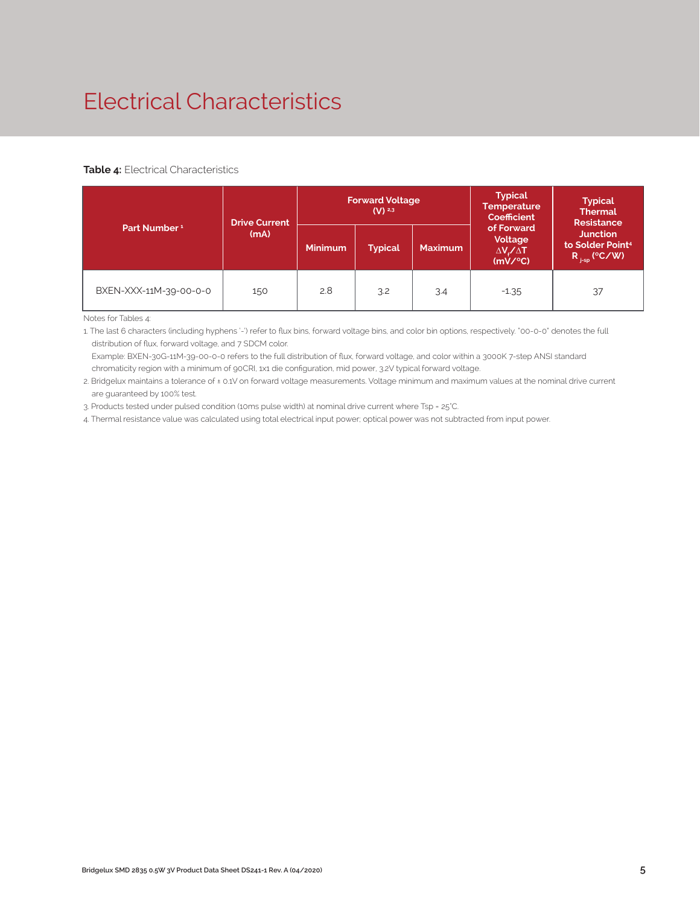# Electrical Characteristics

**Table 4:** Electrical Characteristics

| Part Number [1] | Drive Current (mA) | Forward Voltage (V) [2,3] | | | Typical Temperature Coefficient of Forward Voltage $\Delta V_f/\Delta T$ (mV/°C) | Typical Thermal Resistance Junction to Solder Point[4] $R_{j-sp}$ (°C/W) |
|---|---|---|---|---|---|---|
| | | Minimum | Typical | Maximum | | |
| BXEN-XXX-11M-39-00-0-0 | 150 | 2.8 | 3.2 | 3.4 | -1.35 | 37 |

Notes for Tables 4:

1. The last 6 characters (including hyphens '-') refer to flux bins, forward voltage bins, and color bin options, respectively. "00-0-0" denotes the full distribution of flux, forward voltage, and 7 SDCM color.
   Example: BXEN-30G-11M-39-00-0-0 refers to the full distribution of flux, forward voltage, and color within a 3000K 7-step ANSI standard chromaticity region with a minimum of 90CRI, 1x1 die configuration, mid power, 3.2V typical forward voltage.
2. Bridgelux maintains a tolerance of ± 0.1V on forward voltage measurements. Voltage minimum and maximum values at the nominal drive current are guaranteed by 100% test.
3. Products tested under pulsed condition (10ms pulse width) at nominal drive current where Tsp = 25°C.
4. Thermal resistance value was calculated using total electrical input power; optical power was not subtracted from input power.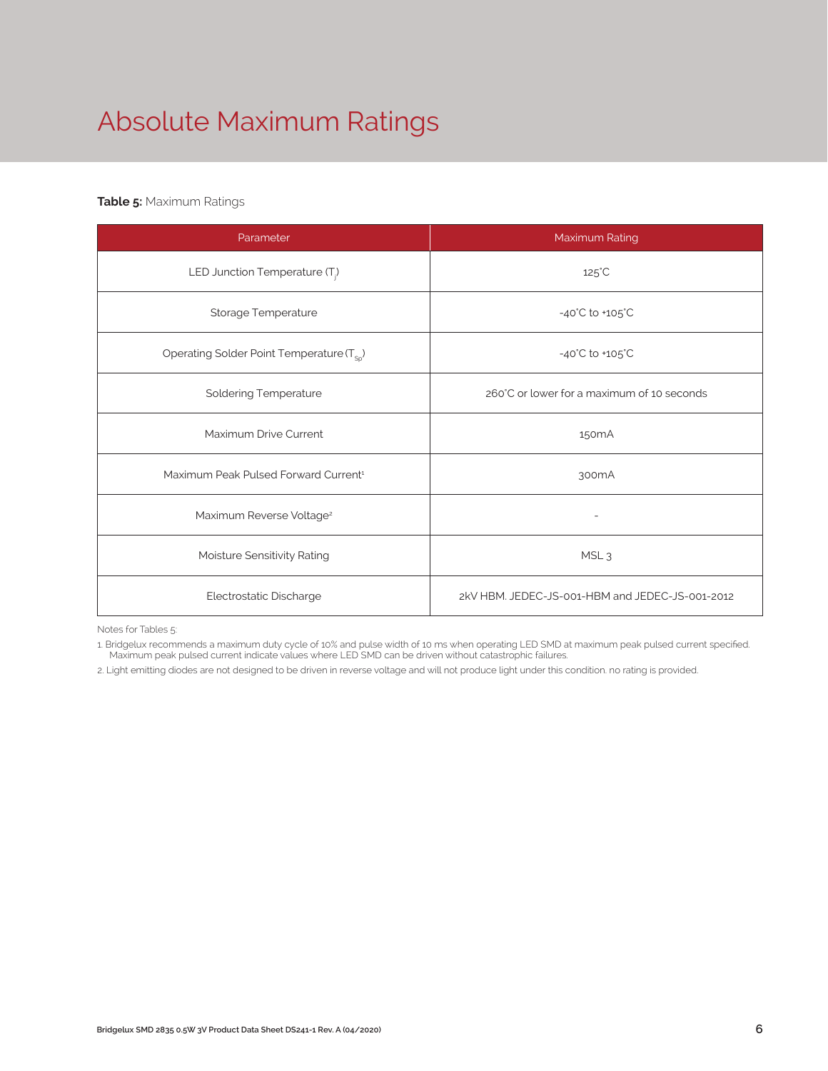# Absolute Maximum Ratings

**Table 5:** Maximum Ratings

| Parameter | Maximum Rating |
|---|---|
| LED Junction Temperature ($T_j$) | 125°C |
| Storage Temperature | -40°C to +105°C |
| Operating Solder Point Temperature ($T_{Sp}$) | -40°C to +105°C |
| Soldering Temperature | 260°C or lower for a maximum of 10 seconds |
| Maximum Drive Current | 150mA |
| Maximum Peak Pulsed Forward Current[1] | 300mA |
| Maximum Reverse Voltage[2] | - |
| Moisture Sensitivity Rating | MSL 3 |
| Electrostatic Discharge | 2kV HBM. JEDEC-JS-001-HBM and JEDEC-JS-001-2012 |

Notes for Tables 5:

1. Bridgelux recommends a maximum duty cycle of 10% and pulse width of 10 ms when operating LED SMD at maximum peak pulsed current specified. Maximum peak pulsed current indicate values where LED SMD can be driven without catastrophic failures.
2. Light emitting diodes are not designed to be driven in reverse voltage and will not produce light under this condition. no rating is provided.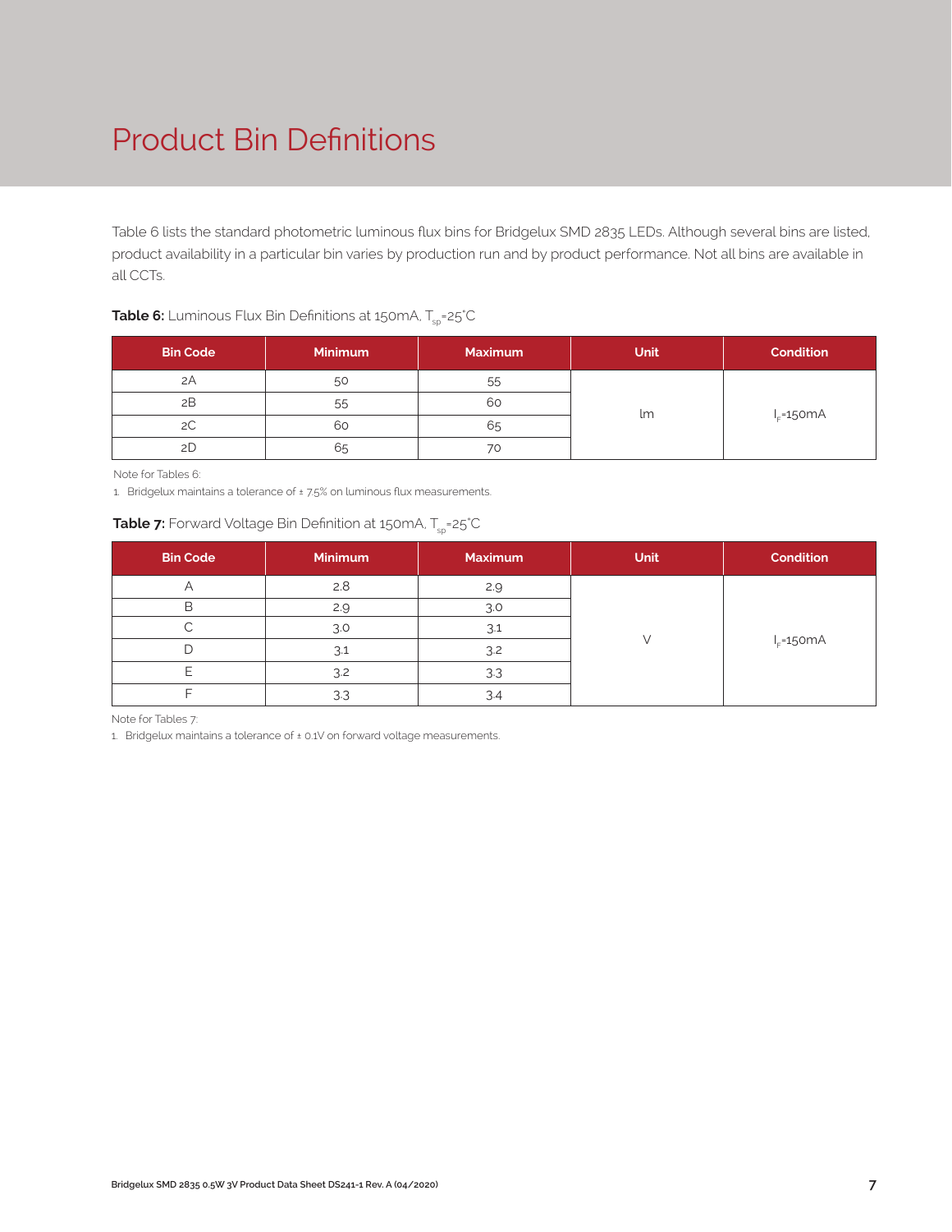# Product Bin Definitions

Table 6 lists the standard photometric luminous flux bins for Bridgelux SMD 2835 LEDs. Although several bins are listed, product availability in a particular bin varies by production run and by product performance. Not all bins are available in all CCTs.

**Table 6:** Luminous Flux Bin Definitions at 150mA, $T_{sp}$=25°C

| Bin Code | Minimum | Maximum | Unit | Condition |
|---|---|---|---|---|
| 2A | 50 | 55 | lm | $I_F$=150mA |
| 2B | 55 | 60 | | |
| 2C | 60 | 65 | | |
| 2D | 65 | 70 | | |

Note for Tables 6:

1. Bridgelux maintains a tolerance of ± 7.5% on luminous flux measurements.

**Table 7:** Forward Voltage Bin Definition at 150mA, $T_{sp}$=25°C

| Bin Code | Minimum | Maximum | Unit | Condition |
|---|---|---|---|---|
| A | 2.8 | 2.9 | V | $I_F$=150mA |
| B | 2.9 | 3.0 | | |
| C | 3.0 | 3.1 | | |
| D | 3.1 | 3.2 | | |
| E | 3.2 | 3.3 | | |
| F | 3.3 | 3.4 | | |

Note for Tables 7:

1. Bridgelux maintains a tolerance of ± 0.1V on forward voltage measurements.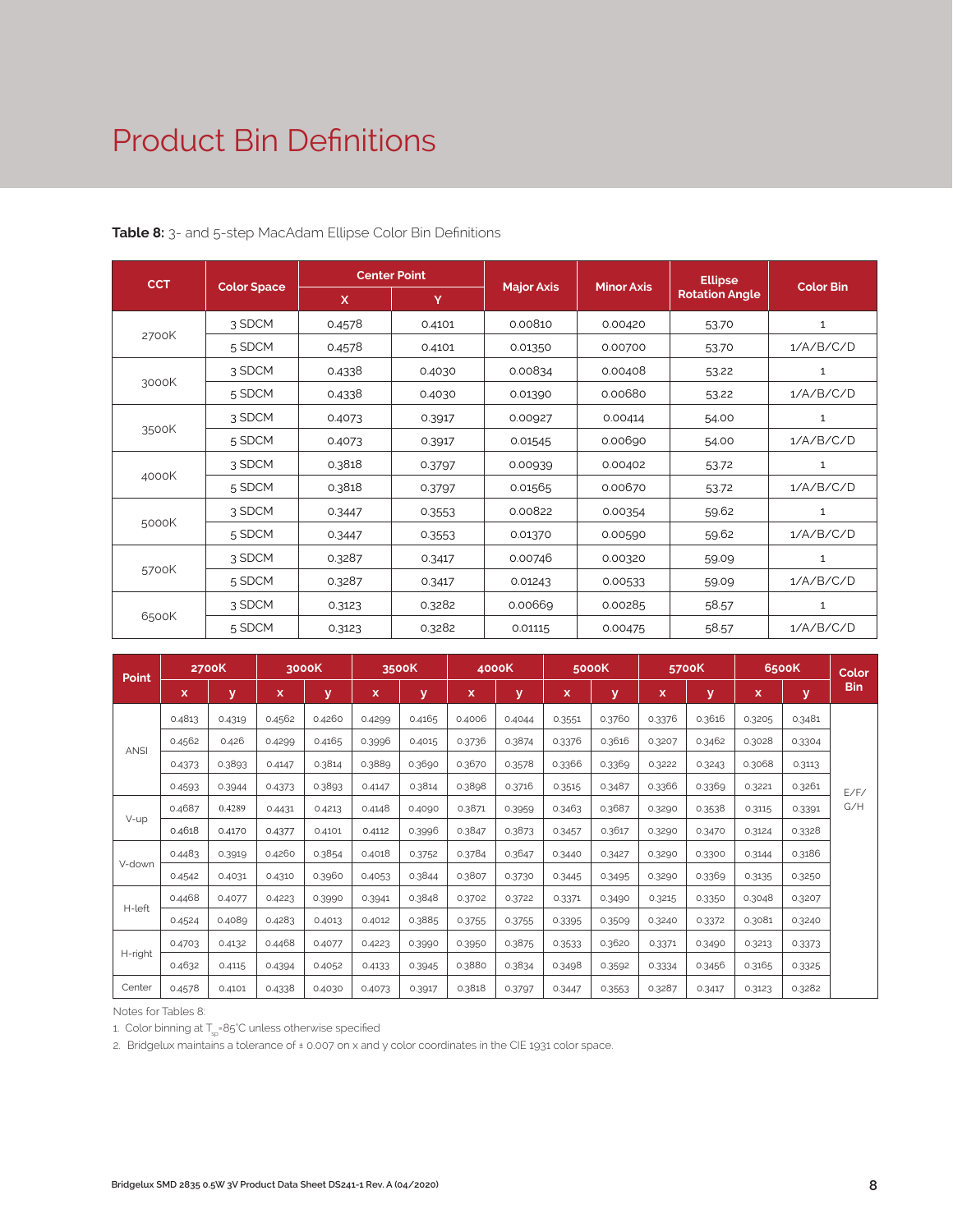# Product Bin Definitions

**Table 8:** 3- and 5-step MacAdam Ellipse Color Bin Definitions

| CCT | Color Space | Center Point | | Major Axis | Minor Axis | Ellipse Rotation Angle | Color Bin |
|---|---|---|---|---|---|---|---|
| | | X | Y | | | | |
| 2700K | 3 SDCM | 0.4578 | 0.4101 | 0.00810 | 0.00420 | 53.70 | 1 |
| | 5 SDCM | 0.4578 | 0.4101 | 0.01350 | 0.00700 | 53.70 | 1/A/B/C/D |
| 3000K | 3 SDCM | 0.4338 | 0.4030 | 0.00834 | 0.00408 | 53.22 | 1 |
| | 5 SDCM | 0.4338 | 0.4030 | 0.01390 | 0.00680 | 53.22 | 1/A/B/C/D |
| 3500K | 3 SDCM | 0.4073 | 0.3917 | 0.00927 | 0.00414 | 54.00 | 1 |
| | 5 SDCM | 0.4073 | 0.3917 | 0.01545 | 0.00690 | 54.00 | 1/A/B/C/D |
| 4000K | 3 SDCM | 0.3818 | 0.3797 | 0.00939 | 0.00402 | 53.72 | 1 |
| | 5 SDCM | 0.3818 | 0.3797 | 0.01565 | 0.00670 | 53.72 | 1/A/B/C/D |
| 5000K | 3 SDCM | 0.3447 | 0.3553 | 0.00822 | 0.00354 | 59.62 | 1 |
| | 5 SDCM | 0.3447 | 0.3553 | 0.01370 | 0.00590 | 59.62 | 1/A/B/C/D |
| 5700K | 3 SDCM | 0.3287 | 0.3417 | 0.00746 | 0.00320 | 59.09 | 1 |
| | 5 SDCM | 0.3287 | 0.3417 | 0.01243 | 0.00533 | 59.09 | 1/A/B/C/D |
| 6500K | 3 SDCM | 0.3123 | 0.3282 | 0.00669 | 0.00285 | 58.57 | 1 |
| | 5 SDCM | 0.3123 | 0.3282 | 0.01115 | 0.00475 | 58.57 | 1/A/B/C/D |

| Point | 2700K | | 3000K | | 3500K | | 4000K | | 5000K | | 5700K | | 6500K | | Color Bin |
|---|---|---|---|---|---|---|---|---|---|---|---|---|---|---|---|
| | x | y | x | y | x | y | x | y | x | y | x | y | x | y | |
| ANSI | 0.4813 | 0.4319 | 0.4562 | 0.4260 | 0.4299 | 0.4165 | 0.4006 | 0.4044 | 0.3551 | 0.3760 | 0.3376 | 0.3616 | 0.3205 | 0.3481 | E/F/G/H |
| | 0.4562 | 0.426 | 0.4299 | 0.4165 | 0.3996 | 0.4015 | 0.3736 | 0.3874 | 0.3376 | 0.3616 | 0.3207 | 0.3462 | 0.3028 | 0.3304 | |
| | 0.4373 | 0.3893 | 0.4147 | 0.3814 | 0.3889 | 0.3690 | 0.3670 | 0.3578 | 0.3366 | 0.3369 | 0.3222 | 0.3243 | 0.3068 | 0.3113 | |
| | 0.4593 | 0.3944 | 0.4373 | 0.3893 | 0.4147 | 0.3814 | 0.3898 | 0.3716 | 0.3515 | 0.3487 | 0.3366 | 0.3369 | 0.3221 | 0.3261 | |
| V-up | 0.4687 | 0.4289 | 0.4431 | 0.4213 | 0.4148 | 0.4090 | 0.3871 | 0.3959 | 0.3463 | 0.3687 | 0.3290 | 0.3538 | 0.3115 | 0.3391 | |
| | 0.4618 | 0.4170 | 0.4377 | 0.4101 | 0.4112 | 0.3996 | 0.3847 | 0.3873 | 0.3457 | 0.3617 | 0.3290 | 0.3470 | 0.3124 | 0.3328 | |
| V-down | 0.4483 | 0.3919 | 0.4260 | 0.3854 | 0.4018 | 0.3752 | 0.3784 | 0.3647 | 0.3440 | 0.3427 | 0.3290 | 0.3300 | 0.3144 | 0.3186 | |
| | 0.4542 | 0.4031 | 0.4310 | 0.3960 | 0.4053 | 0.3844 | 0.3807 | 0.3730 | 0.3445 | 0.3495 | 0.3290 | 0.3369 | 0.3135 | 0.3250 | |
| H-left | 0.4468 | 0.4077 | 0.4223 | 0.3990 | 0.3941 | 0.3848 | 0.3702 | 0.3722 | 0.3371 | 0.3490 | 0.3215 | 0.3350 | 0.3048 | 0.3207 | |
| | 0.4524 | 0.4089 | 0.4283 | 0.4013 | 0.4012 | 0.3885 | 0.3755 | 0.3755 | 0.3395 | 0.3509 | 0.3240 | 0.3372 | 0.3081 | 0.3240 | |
| H-right | 0.4703 | 0.4132 | 0.4468 | 0.4077 | 0.4223 | 0.3990 | 0.3950 | 0.3875 | 0.3533 | 0.3620 | 0.3371 | 0.3490 | 0.3213 | 0.3373 | |
| | 0.4632 | 0.4115 | 0.4394 | 0.4052 | 0.4133 | 0.3945 | 0.3880 | 0.3834 | 0.3498 | 0.3592 | 0.3334 | 0.3456 | 0.3165 | 0.3325 | |
| Center | 0.4578 | 0.4101 | 0.4338 | 0.4030 | 0.4073 | 0.3917 | 0.3818 | 0.3797 | 0.3447 | 0.3553 | 0.3287 | 0.3417 | 0.3123 | 0.3282 | |

Notes for Tables 8:

1. Color binning at $T_{sp}$=85°C unless otherwise specified
2. Bridgelux maintains a tolerance of ± 0.007 on x and y color coordinates in the CIE 1931 color space.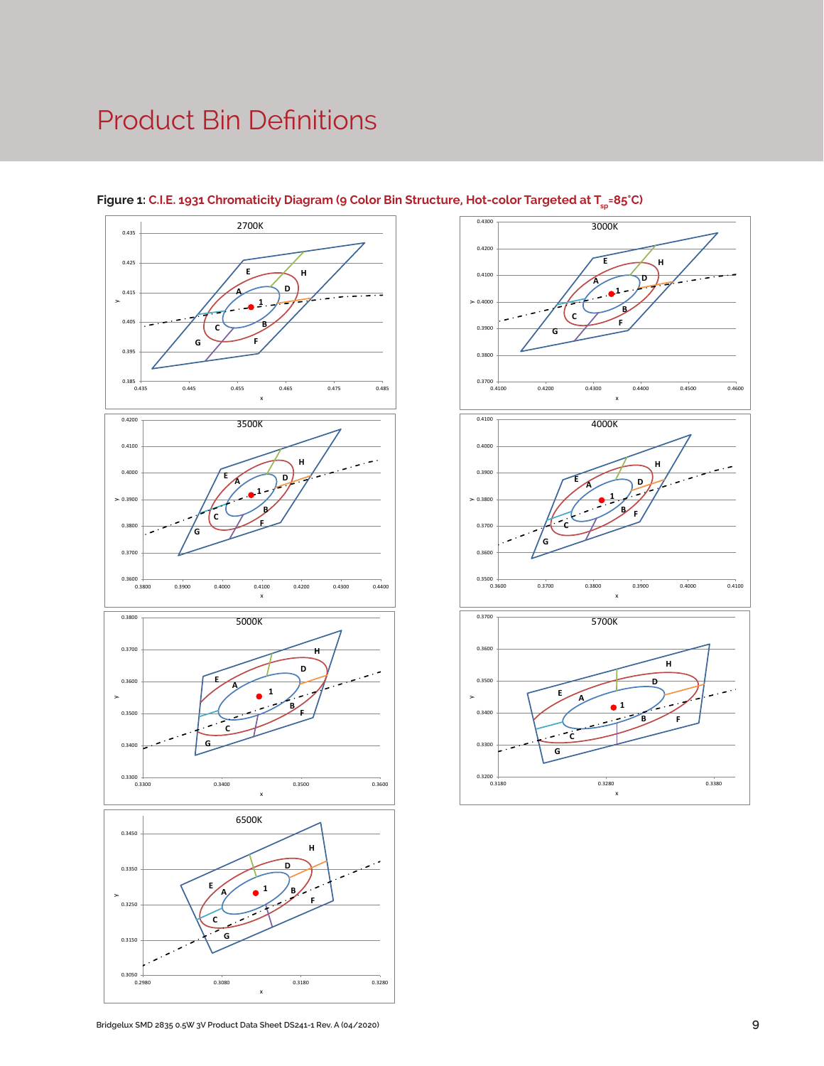# Product Bin Definitions

**Figure 1:** C.I.E. 1931 Chromaticity Diagram (9 Color Bin Structure, Hot-color Targeted at $T_{sp}$=85°C)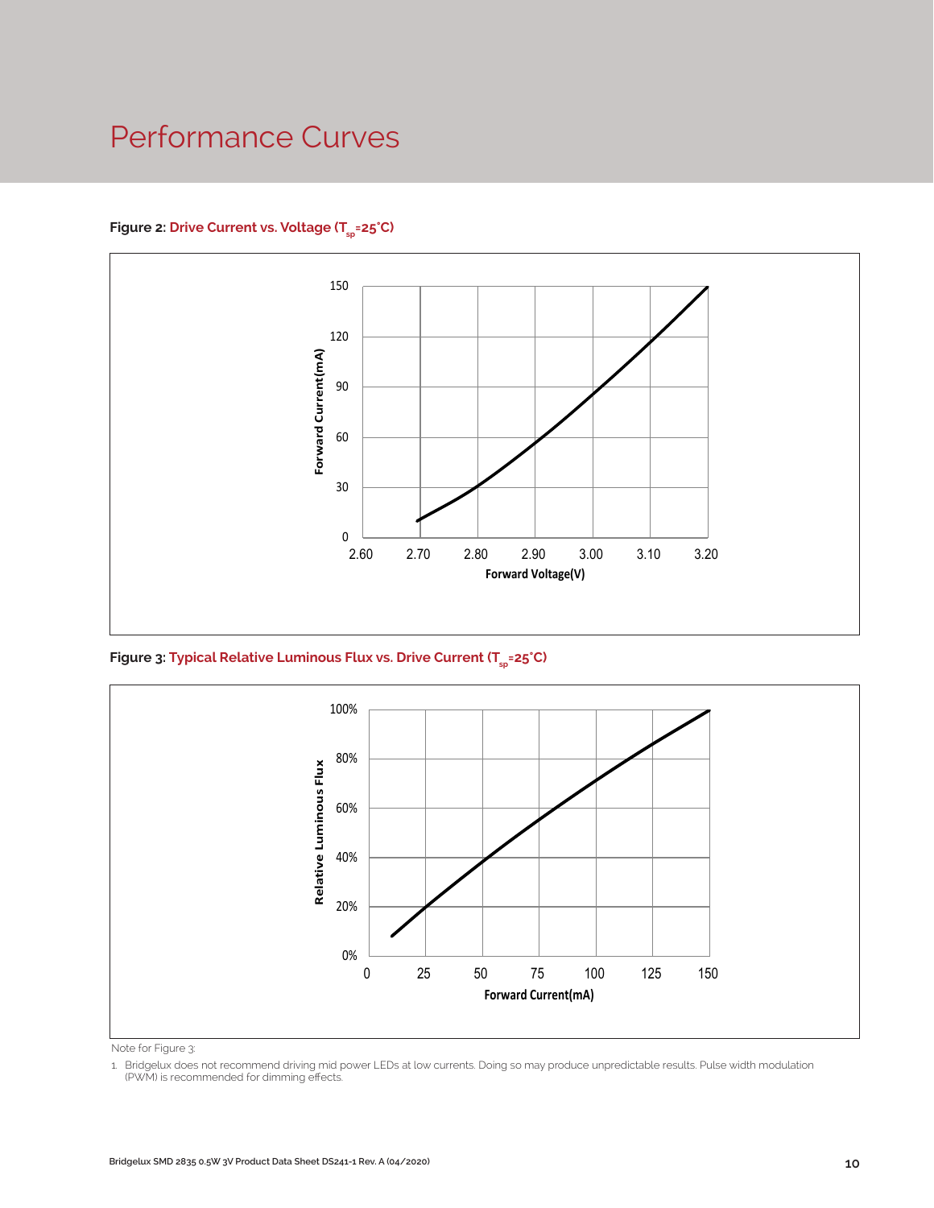# Performance Curves

**Figure 2: Drive Current vs. Voltage ($T_{sp}$=25°C)**

**Figure 3: Typical Relative Luminous Flux vs. Drive Current ($T_{sp}$=25°C)**

Note for Figure 3:

1. Bridgelux does not recommend driving mid power LEDs at low currents. Doing so may produce unpredictable results. Pulse width modulation (PWM) is recommended for dimming effects.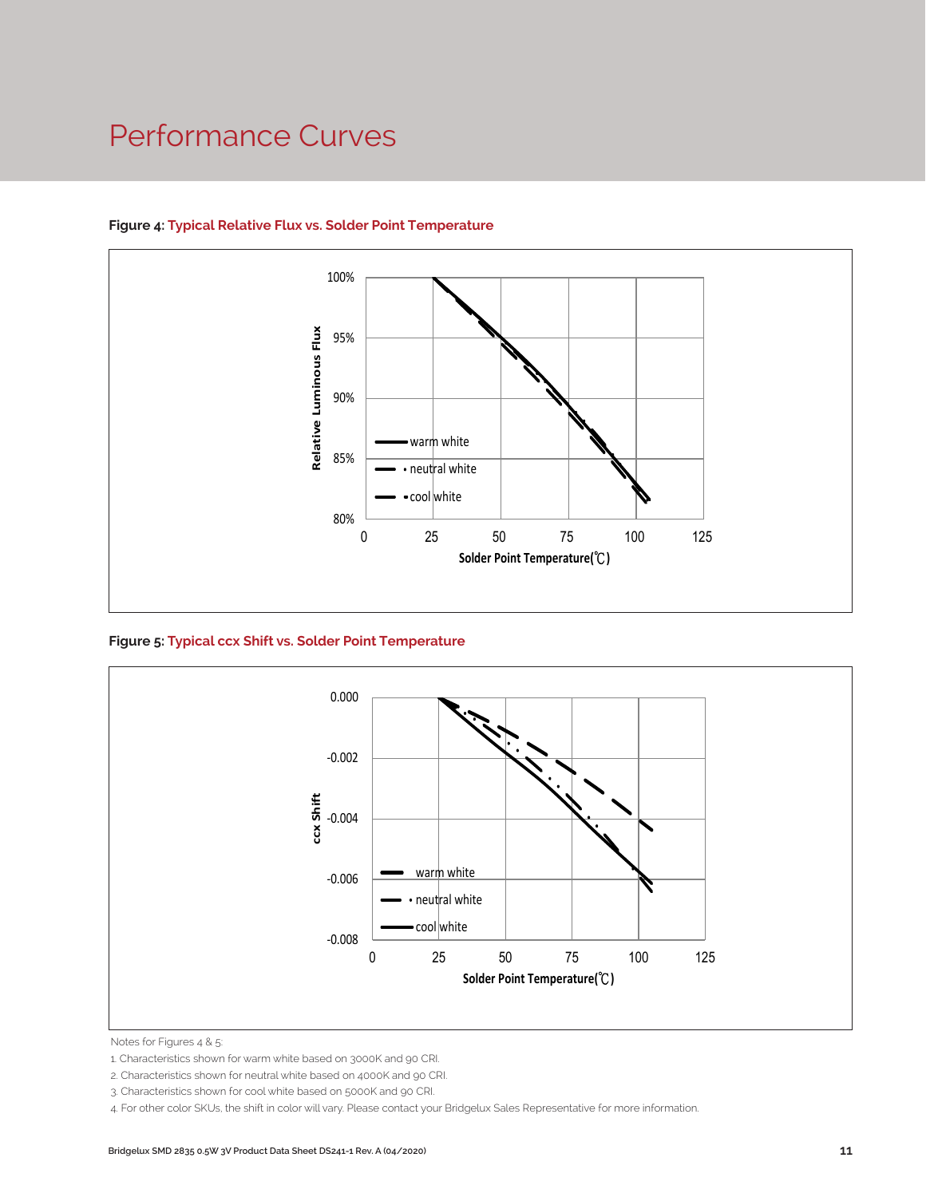# Performance Curves

**Figure 4: Typical Relative Flux vs. Solder Point Temperature**

**Figure 5: Typical ccx Shift vs. Solder Point Temperature**

Notes for Figures 4 & 5:

1. Characteristics shown for warm white based on 3000K and 90 CRI.
2. Characteristics shown for neutral white based on 4000K and 90 CRI.
3. Characteristics shown for cool white based on 5000K and 90 CRI.
4. For other color SKUs, the shift in color will vary. Please contact your Bridgelux Sales Representative for more information.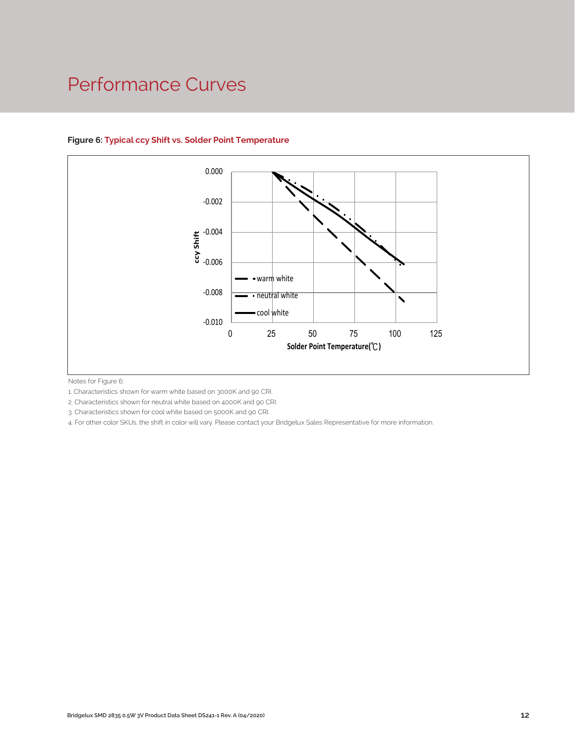# Performance Curves

**Figure 6: Typical ccy Shift vs. Solder Point Temperature**

Notes for Figure 6:

1. Characteristics shown for warm white based on 3000K and 90 CRI.
2. Characteristics shown for neutral white based on 4000K and 90 CRI.
3. Characteristics shown for cool white based on 5000K and 90 CRI.
4. For other color SKUs, the shift in color will vary. Please contact your Bridgelux Sales Representative for more information.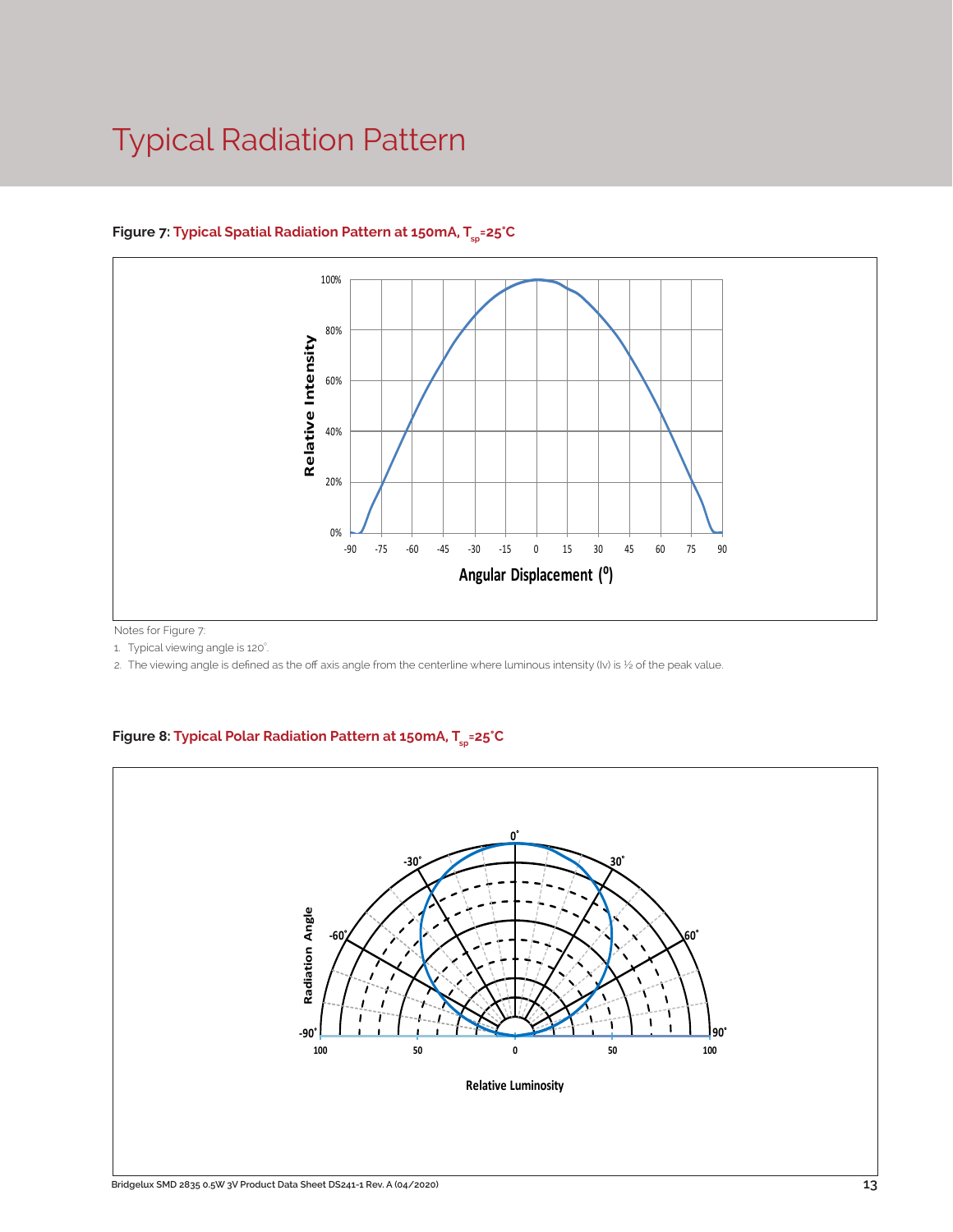# Typical Radiation Pattern

**Figure 7:** **Typical Spatial Radiation Pattern at 150mA, $T_{sp}$=25°C**

Notes for Figure 7:

1. Typical viewing angle is 120°.
2. The viewing angle is defined as the off axis angle from the centerline where luminous intensity (Iv) is ½ of the peak value.

**Figure 8:** **Typical Polar Radiation Pattern at 150mA, $T_{sp}$=25°C**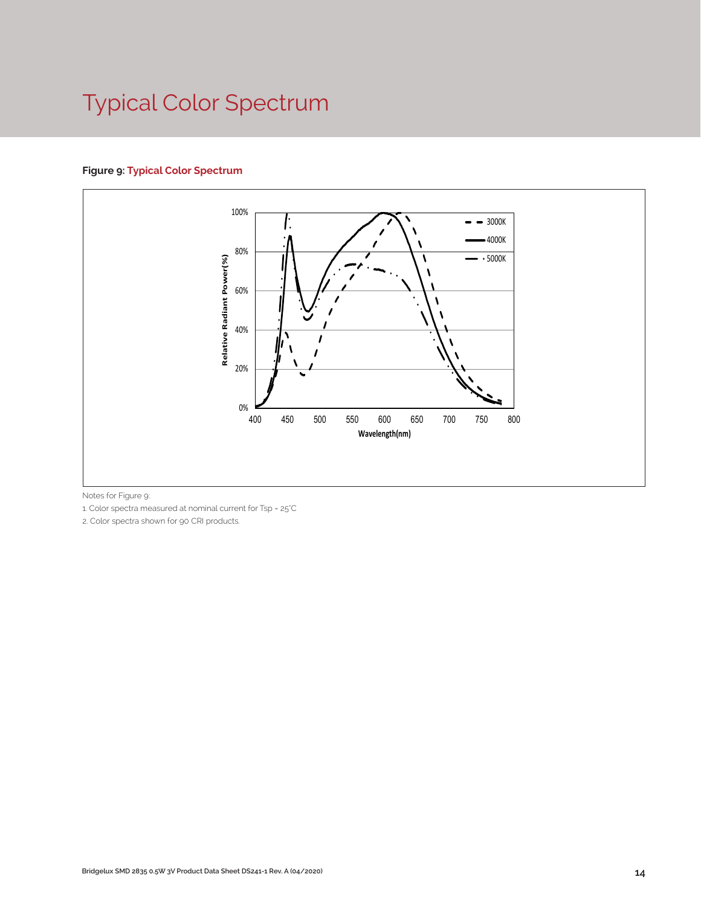# Typical Color Spectrum

**Figure 9: Typical Color Spectrum**

Notes for Figure 9:

1. Color spectra measured at nominal current for Tsp = 25°C
2. Color spectra shown for 90 CRI products.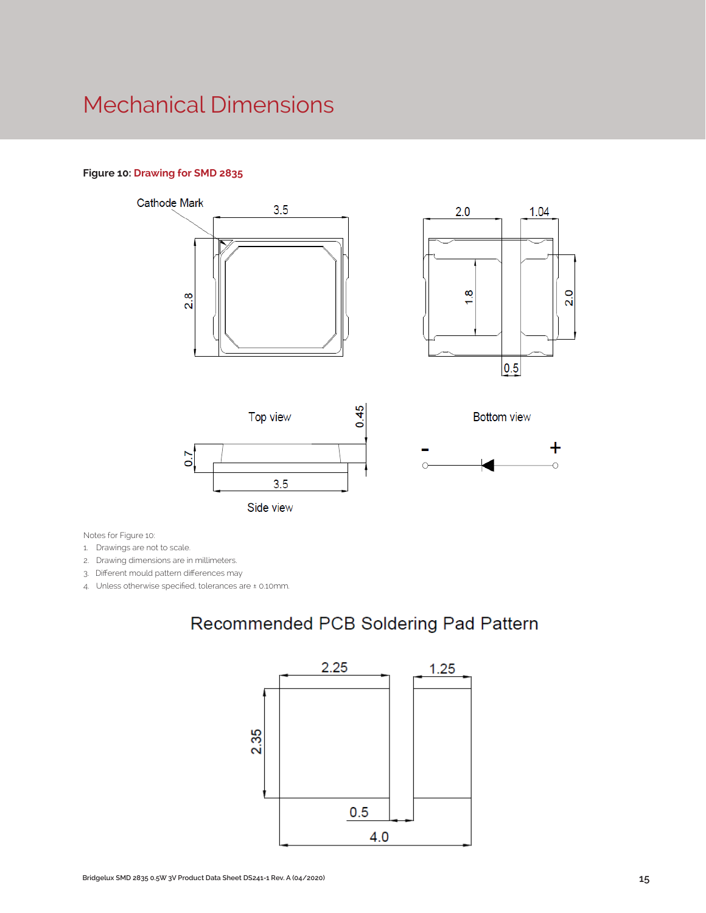# Mechanical Dimensions

**Figure 10:** **Drawing for SMD 2835**

Notes for Figure 10:

1. Drawings are not to scale.
2. Drawing dimensions are in millimeters.
3. Different mould pattern differences may
4. Unless otherwise specified, tolerances are ± 0.10mm.

## Recommended PCB Soldering Pad Pattern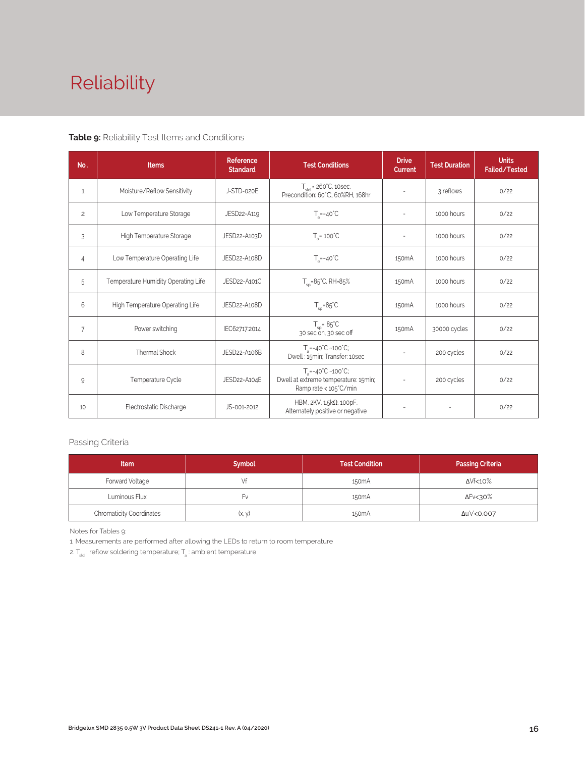# Reliability

**Table 9:** Reliability Test Items and Conditions

| No. | Items | Reference Standard | Test Conditions | Drive Current | Test Duration | Units Failed/Tested |
|---|---|---|---|---|---|---|
| 1 | Moisture/Reflow Sensitivity | J-STD-020E | $T_{sld}$ = 260°C, 10sec, Precondition: 60°C, 60%RH, 168hr | - | 3 reflows | 0/22 |
| 2 | Low Temperature Storage | JESD22-A119 | $T_a$=-40°C | - | 1000 hours | 0/22 |
| 3 | High Temperature Storage | JESD22-A103D | $T_a$= 100°C | - | 1000 hours | 0/22 |
| 4 | Low Temperature Operating Life | JESD22-A108D | $T_a$=-40°C | 150mA | 1000 hours | 0/22 |
| 5 | Temperature Humidity Operating Life | JESD22-A101C | $T_{sp}$=85°C, RH=85% | 150mA | 1000 hours | 0/22 |
| 6 | High Temperature Operating Life | JESD22-A108D | $T_{sp}$=85°C | 150mA | 1000 hours | 0/22 |
| 7 | Power switching | IEC62717:2014 | $T_{sp}$= 85°C 30 sec on, 30 sec off | 150mA | 30000 cycles | 0/22 |
| 8 | Thermal Shock | JESD22-A106B | $T_a$=-40°C ~100°C; Dwell : 15min; Transfer: 10sec | - | 200 cycles | 0/22 |
| 9 | Temperature Cycle | JESD22-A104E | $T_a$=-40°C ~100°C; Dwell at extreme temperature: 15min; Ramp rate < 105°C/min | - | 200 cycles | 0/22 |
| 10 | Electrostatic Discharge | JS-001-2012 | HBM, 2KV, 1.5kΩ, 100pF, Alternately positive or negative | - | - | 0/22 |

Passing Criteria

| Item | Symbol | Test Condition | Passing Criteria |
|---|---|---|---|
| Forward Voltage | Vf | 150mA | ΔVf<10% |
| Luminous Flux | Fv | 150mA | ΔFv<30% |
| Chromaticity Coordinates | (x, y) | 150mA | Δu'v'<0.007 |

Notes for Tables 9:

1. Measurements are performed after allowing the LEDs to return to room temperature
2. $T_{sld}$ : reflow soldering temperature; $T_a$ : ambient temperature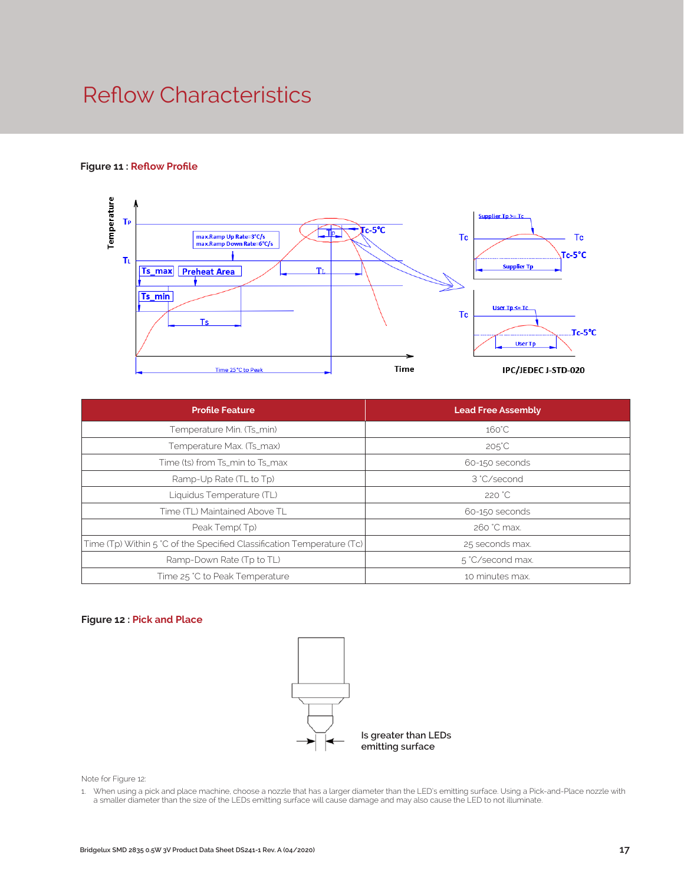# Reflow Characteristics

**Figure 11 : Reflow Profile**

| Profile Feature | Lead Free Assembly |
|---|---|
| Temperature Min. (Ts_min) | 160°C |
| Temperature Max. (Ts_max) | 205°C |
| Time (ts) from Ts_min to Ts_max | 60-150 seconds |
| Ramp-Up Rate (TL to Tp) | 3 °C/second |
| Liquidus Temperature (TL) | 220 °C |
| Time (TL) Maintained Above TL | 60-150 seconds |
| Peak Temp( Tp) | 260 °C max. |
| Time (Tp) Within 5 °C of the Specified Classification Temperature (Tc) | 25 seconds max. |
| Ramp-Down Rate (Tp to TL) | 5 °C/second max. |
| Time 25 °C to Peak Temperature | 10 minutes max. |

**Figure 12 : Pick and Place**

Is greater than LEDs emitting surface

Note for Figure 12:

1. When using a pick and place machine, choose a nozzle that has a larger diameter than the LED's emitting surface. Using a Pick-and-Place nozzle with a smaller diameter than the size of the LEDs emitting surface will cause damage and may also cause the LED to not illuminate.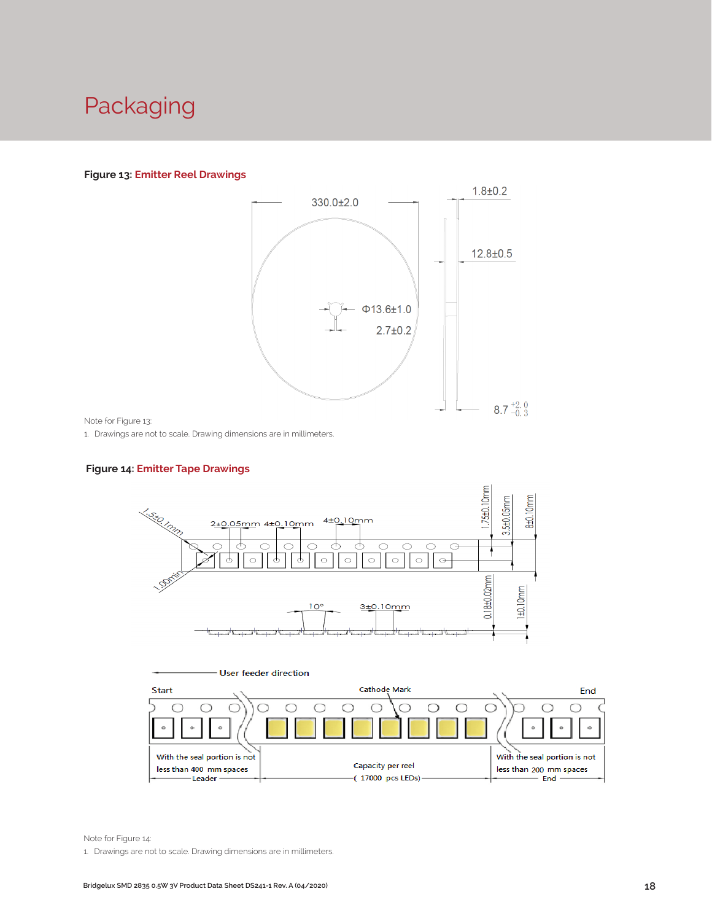# Packaging

**Figure 13:** **Emitter Reel Drawings**

Note for Figure 13:

1. Drawings are not to scale. Drawing dimensions are in millimeters.

**Figure 14:** **Emitter Tape Drawings**

Note for Figure 14:

1. Drawings are not to scale. Drawing dimensions are in millimeters.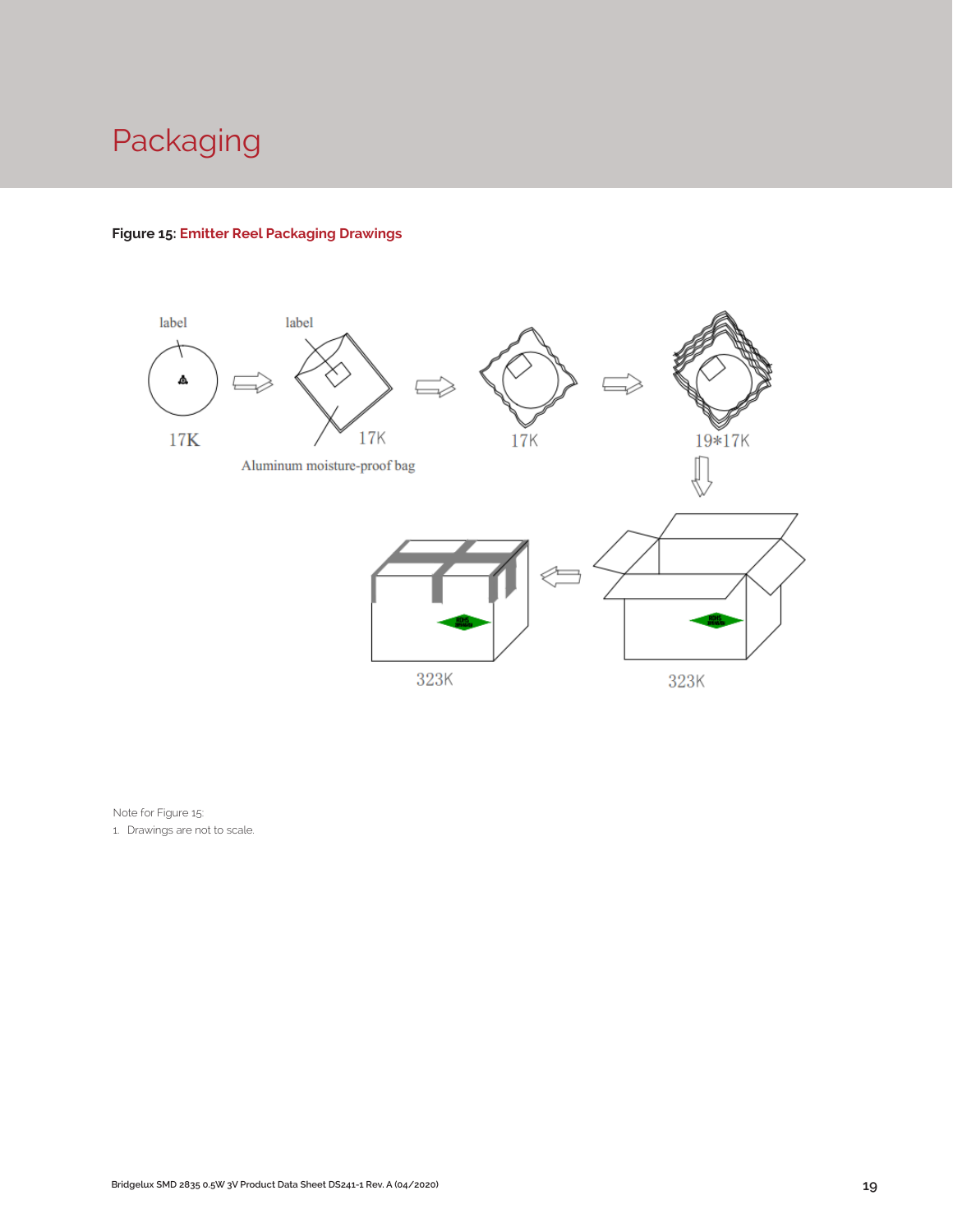# Packaging

**Figure 15: Emitter Reel Packaging Drawings**

label

label

17K

17K

Aluminum moisture-proof bag

17K

19*17K

323K

323K

Note for Figure 15:

1. Drawings are not to scale.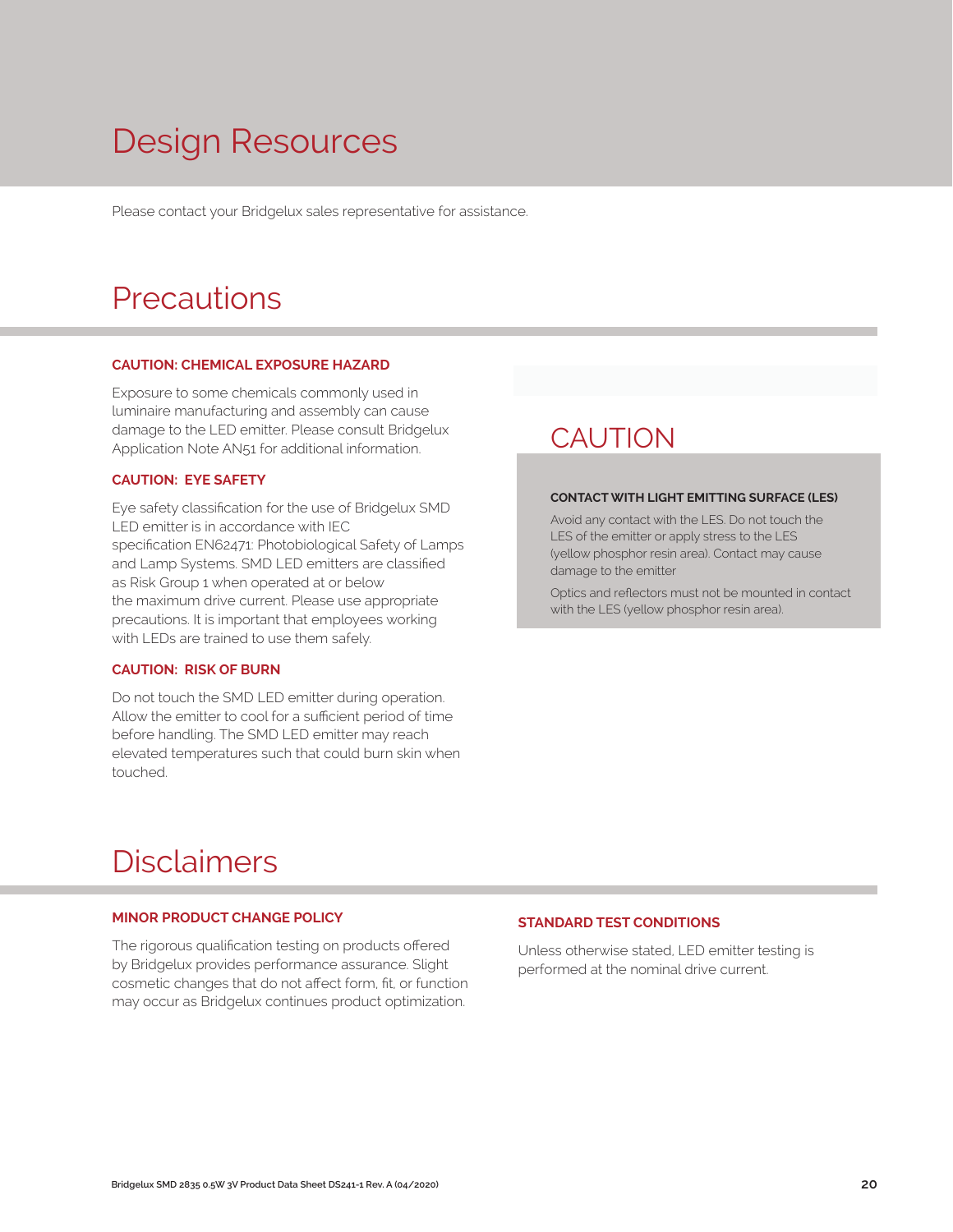# Design Resources

Please contact your Bridgelux sales representative for assistance.

# Precautions

**CAUTION: CHEMICAL EXPOSURE HAZARD**

Exposure to some chemicals commonly used in luminaire manufacturing and assembly can cause damage to the LED emitter. Please consult Bridgelux Application Note AN51 for additional information.

**CAUTION: EYE SAFETY**

Eye safety classification for the use of Bridgelux SMD LED emitter is in accordance with IEC specification EN62471: Photobiological Safety of Lamps and Lamp Systems. SMD LED emitters are classified as Risk Group 1 when operated at or below the maximum drive current. Please use appropriate precautions. It is important that employees working with LEDs are trained to use them safely.

**CAUTION: RISK OF BURN**

Do not touch the SMD LED emitter during operation. Allow the emitter to cool for a sufficient period of time before handling. The SMD LED emitter may reach elevated temperatures such that could burn skin when touched.

## CAUTION

**CONTACT WITH LIGHT EMITTING SURFACE (LES)**

Avoid any contact with the LES. Do not touch the LES of the emitter or apply stress to the LES (yellow phosphor resin area). Contact may cause damage to the emitter

Optics and reflectors must not be mounted in contact with the LES (yellow phosphor resin area).

# Disclaimers

**MINOR PRODUCT CHANGE POLICY**

The rigorous qualification testing on products offered by Bridgelux provides performance assurance. Slight cosmetic changes that do not affect form, fit, or function may occur as Bridgelux continues product optimization.

**STANDARD TEST CONDITIONS**

Unless otherwise stated, LED emitter testing is performed at the nominal drive current.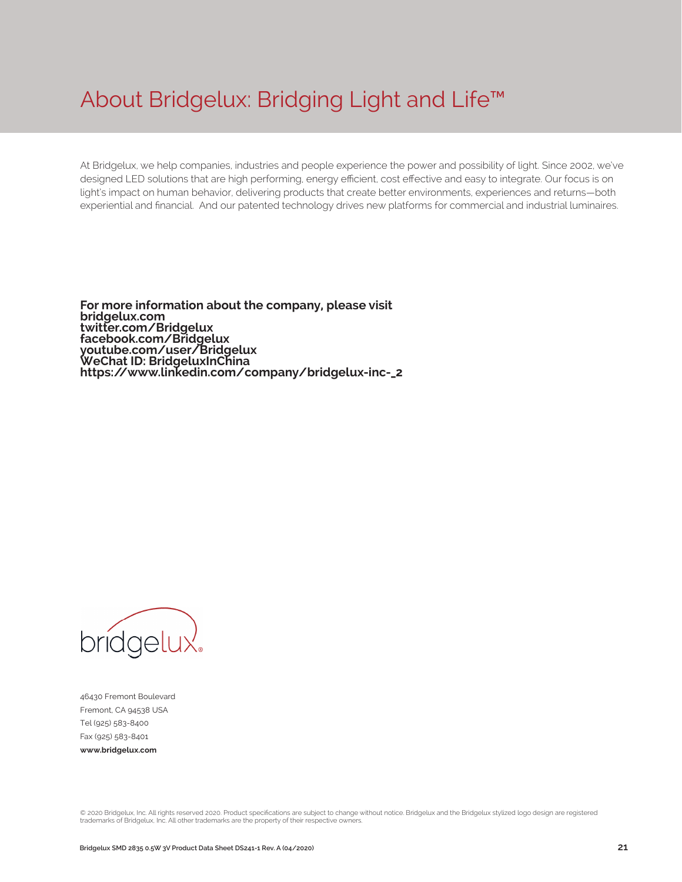# About Bridgelux: Bridging Light and Life™

At Bridgelux, we help companies, industries and people experience the power and possibility of light. Since 2002, we've designed LED solutions that are high performing, energy efficient, cost effective and easy to integrate. Our focus is on light's impact on human behavior, delivering products that create better environments, experiences and returns—both experiential and financial. And our patented technology drives new platforms for commercial and industrial luminaires.

**For more information about the company, please visit**
**bridgelux.com**
**twitter.com/Bridgelux**
**facebook.com/Bridgelux**
**youtube.com/user/Bridgelux**
**WeChat ID: BridgeluxInChina**
**https://www.linkedin.com/company/bridgelux-inc-_2**

46430 Fremont Boulevard
Fremont, CA 94538 USA
Tel (925) 583-8400
Fax (925) 583-8401
**www.bridgelux.com**

© 2020 Bridgelux, Inc. All rights reserved 2020. Product specifications are subject to change without notice. Bridgelux and the Bridgelux stylized logo design are registered trademarks of Bridgelux, Inc. All other trademarks are the property of their respective owners.